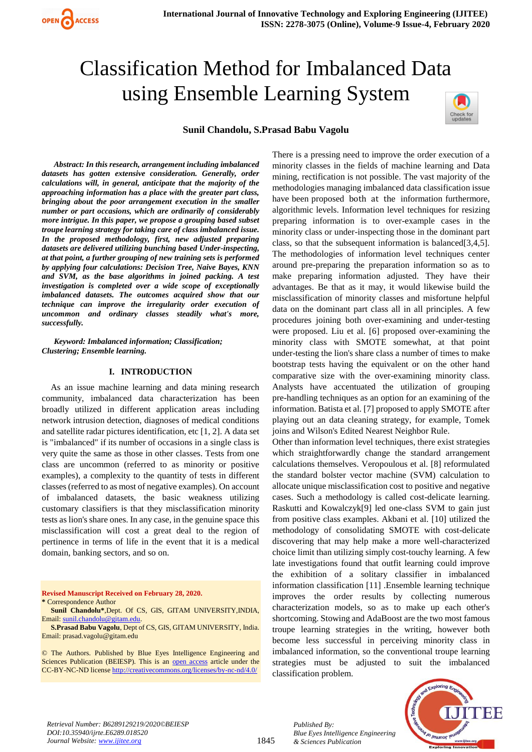# Classification Method for Imbalanced Data using Ensemble Learning System

**Sunil Chandolu, S.Prasad Babu Vagolu**

***Abstract: In this research, arrangement including imbalanced datasets has gotten extensive consideration. Generally, order calculations will, in general, anticipate that the majority of the approaching information has a place with the greater part class, bringing about the poor arrangement execution in the smaller number or part occasions, which are ordinarily of considerably more intrigue. In this paper, we propose a grouping based subset troupe learning strategy for taking care of class imbalanced issue. In the proposed methodology, first, new adjusted preparing datasets are delivered utilizing bunching based Under-inspecting, at that point, a further grouping of new training sets is performed by applying four calculations: Decision Tree, Naive Bayes, KNN and SVM, as the base algorithms in joined packing. A test investigation is completed over a wide scope of exceptionally imbalanced datasets. The outcomes acquired show that our technique can improve the irregularity order execution of uncommon and ordinary classes steadily what's more, successfully.***

***Keyword: Imbalanced information; Classification; Clustering; Ensemble learning.***

## I. INTRODUCTION

As an issue machine learning and data mining research community, imbalanced data characterization has been broadly utilized in different application areas including network intrusion detection, diagnoses of medical conditions and satellite radar pictures identification, etc [1, 2]. A data set is "imbalanced" if its number of occasions in a single class is very quite the same as those in other classes. Tests from one class are uncommon (referred to as minority or positive examples), a complexity to the quantity of tests in different classes (referred to as most of negative examples). On account of imbalanced datasets, the basic weakness utilizing customary classifiers is that they misclassification minority tests as lion's share ones. In any case, in the genuine space this misclassification will cost a great deal to the region of pertinence in terms of life in the event that it is a medical domain, banking sectors, and so on.

There is a pressing need to improve the order execution of a minority classes in the fields of machine learning and Data mining, rectification is not possible. The vast majority of the methodologies managing imbalanced data classification issue have been proposed both at the information furthermore, algorithmic levels. Information level techniques for resizing preparing information is to over-example cases in the minority class or under-inspecting those in the dominant part class, so that the subsequent information is balanced[3,4,5]. The methodologies of information level techniques center around pre-preparing the preparation information so as to make preparing information adjusted. They have their advantages. Be that as it may, it would likewise build the misclassification of minority classes and misfortune helpful data on the dominant part class all in all principles. A few procedures joining both over-examining and under-testing were proposed. Liu et al. [6] proposed over-examining the minority class with SMOTE somewhat, at that point under-testing the lion's share class a number of times to make bootstrap tests having the equivalent or on the other hand comparative size with the over-examining minority class. Analysts have accentuated the utilization of grouping pre-handling techniques as an option for an examining of the information. Batista et al. [7] proposed to apply SMOTE after playing out an data cleaning strategy, for example, Tomek joins and Wilson's Edited Nearest Neighbor Rule.

Other than information level techniques, there exist strategies which straightforwardly change the standard arrangement calculations themselves. Veropoulous et al. [8] reformulated the standard bolster vector machine (SVM) calculation to allocate unique misclassification cost to positive and negative cases. Such a methodology is called cost-delicate learning. Raskutti and Kowalczyk[9] led one-class SVM to gain just from positive class examples. Akbani et al. [10] utilized the methodology of consolidating SMOTE with cost-delicate discovering that may help make a more well-characterized choice limit than utilizing simply cost-touchy learning. A few late investigations found that outfit learning could improve the exhibition of a solitary classifier in imbalanced information classification [11] .Ensemble learning technique improves the order results by collecting numerous characterization models, so as to make up each other's shortcoming. Stowing and AdaBoost are the two most famous troupe learning strategies in the writing, however both become less successful in perceiving minority class in imbalanced information, so the conventional troupe learning strategies must be adjusted to suit the imbalanced classification problem.

**Revised Manuscript Received on February 28, 2020.**
**\*** Correspondence Author
**Sunil Chandolu\***,Dept. Of CS, GIS, GITAM UNIVERSITY,INDIA, Email: sunil.chandolu@gitam.edu.
**S.Prasad Babu Vagolu**, Dept of CS, GIS, GITAM UNIVERSITY, India. Email: prasad.vagolu@gitam.edu

© The Authors. Published by Blue Eyes Intelligence Engineering and Sciences Publication (BEIESP). This is an open access article under the CC-BY-NC-ND license http://creativecommons.org/licenses/by-nc-nd/4.0/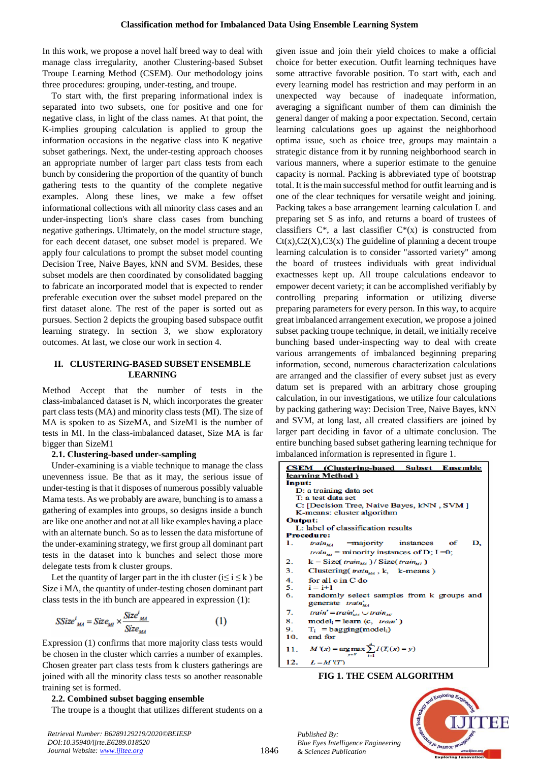In this work, we propose a novel half breed way to deal with manage class irregularity, another Clustering-based Subset Troupe Learning Method (CSEM). Our methodology joins three procedures: grouping, under-testing, and troupe.

To start with, the first preparing informational index is separated into two subsets, one for positive and one for negative class, in light of the class names. At that point, the K-implies grouping calculation is applied to group the information occasions in the negative class into K negative subset gatherings. Next, the under-testing approach chooses an appropriate number of larger part class tests from each bunch by considering the proportion of the quantity of bunch gathering tests to the quantity of the complete negative examples. Along these lines, we make a few offset informational collections with all minority class cases and an under-inspecting lion's share class cases from bunching negative gatherings. Ultimately, on the model structure stage, for each decent dataset, one subset model is prepared. We apply four calculations to prompt the subset model counting Decision Tree, Naive Bayes, kNN and SVM. Besides, these subset models are then coordinated by consolidated bagging to fabricate an incorporated model that is expected to render preferable execution over the subset model prepared on the first dataset alone. The rest of the paper is sorted out as pursues. Section 2 depicts the grouping based subspace outfit learning strategy. In section 3, we show exploratory outcomes. At last, we close our work in section 4.

## II. CLUSTERING-BASED SUBSET ENSEMBLE LEARNING

Method Accept that the number of tests in the class-imbalanced dataset is N, which incorporates the greater part class tests (MA) and minority class tests (MI). The size of MA is spoken to as SizeMA, and SizeM1 is the number of tests in MI. In the class-imbalanced dataset, Size MA is far bigger than SizeM1

### 2.1. Clustering-based under-sampling

Under-examining is a viable technique to manage the class unevenness issue. Be that as it may, the serious issue of under-testing is that it disposes of numerous possibly valuable Mama tests. As we probably are aware, bunching is to amass a gathering of examples into groups, so designs inside a bunch are like one another and not at all like examples having a place with an alternate bunch. So as to lessen the data misfortune of the under-examining strategy, we first group all dominant part tests in the dataset into k bunches and select those more delegate tests from k cluster groups.

Let the quantity of larger part in the ith cluster ($i \leq i \leq k$ ) be Size i MA, the quantity of under-testing chosen dominant part class tests in the ith bunch are appeared in expression (1):

$$SSize^{i}_{MA} = Size_{MI} \times \frac{Size^{i}_{MA}}{Size_{MA}} \qquad (1)$$

Expression (1) confirms that more majority class tests would be chosen in the cluster which carries a number of examples. Chosen greater part class tests from k clusters gatherings are joined with all the minority class tests so another reasonable training set is formed.

### 2.2. Combined subset bagging ensemble

The troupe is a thought that utilizes different students on a given issue and join their yield choices to make a official choice for better execution. Outfit learning techniques have some attractive favorable position. To start with, each and every learning model has restriction and may perform in an unexpected way because of inadequate information, averaging a significant number of them can diminish the general danger of making a poor expectation. Second, certain learning calculations goes up against the neighborhood optima issue, such as choice tree, groups may maintain a strategic distance from it by running neighborhood search in various manners, where a superior estimate to the genuine capacity is normal. Packing is abbreviated type of bootstrap total. It is the main successful method for outfit learning and is one of the clear techniques for versatile weight and joining. Packing takes a base arrangement learning calculation L and preparing set S as info, and returns a board of trustees of classifiers C*, a last classifier C*(x) is constructed from Ct(x),C2(X),C3(x) The guideline of planning a decent troupe learning calculation is to consider "assorted variety" among the board of trustees individuals with great individual exactnesses kept up. All troupe calculations endeavor to empower decent variety; it can be accomplished verifiably by controlling preparing information or utilizing diverse preparing parameters for every person. In this way, to acquire great imbalanced arrangement execution, we propose a joined subset packing troupe technique, in detail, we initially receive bunching based under-inspecting way to deal with create various arrangements of imbalanced beginning preparing information, second, numerous characterization calculations are arranged and the classifier of every subset just as every datum set is prepared with an arbitrary chose grouping calculation, in our investigations, we utilize four calculations by packing gathering way: Decision Tree, Naive Bayes, kNN and SVM, at long last, all created classifiers are joined by larger part deciding in favor of a ultimate conclusion. The entire bunching based subset gathering learning technique for imbalanced information is represented in figure 1.

**CSEM (Clustering-based Subset Ensemble learning Method)**

**Input:**
- D: a training data set
- T: a test data set
- C: [Decision Tree, Naive Bayes, kNN , SVM ]
- K-means: cluster algorithm

**Output:**
- L: label of classification results

**Procedure:**

1. $train_{MA}$ =majority instances of D, $train_{MI}$ = minority instances of D; I =0;
2. k = Size( $train_{MA}$ ) / Size( $train_{MI}$ )
3. Clustering( $train_{MA}$ , k, k-means )
4. for all c in C do
5. i = i+1
6. randomly select samples from k groups and generate $train'_{MA}$
7. $train' = train'_{MA} \cup train_{MI}$
8. model$_i$ = learn (c, $train'$ )
9. $T_i$ = bagging(model$_i$)
10. end for
11. $M'(x) = \arg\max_{y \in Y} \sum_{i=1}^{4} I(T_i(x) = y)$
12. $L = M'(T)$

FIG 1. THE CSEM ALGORITHM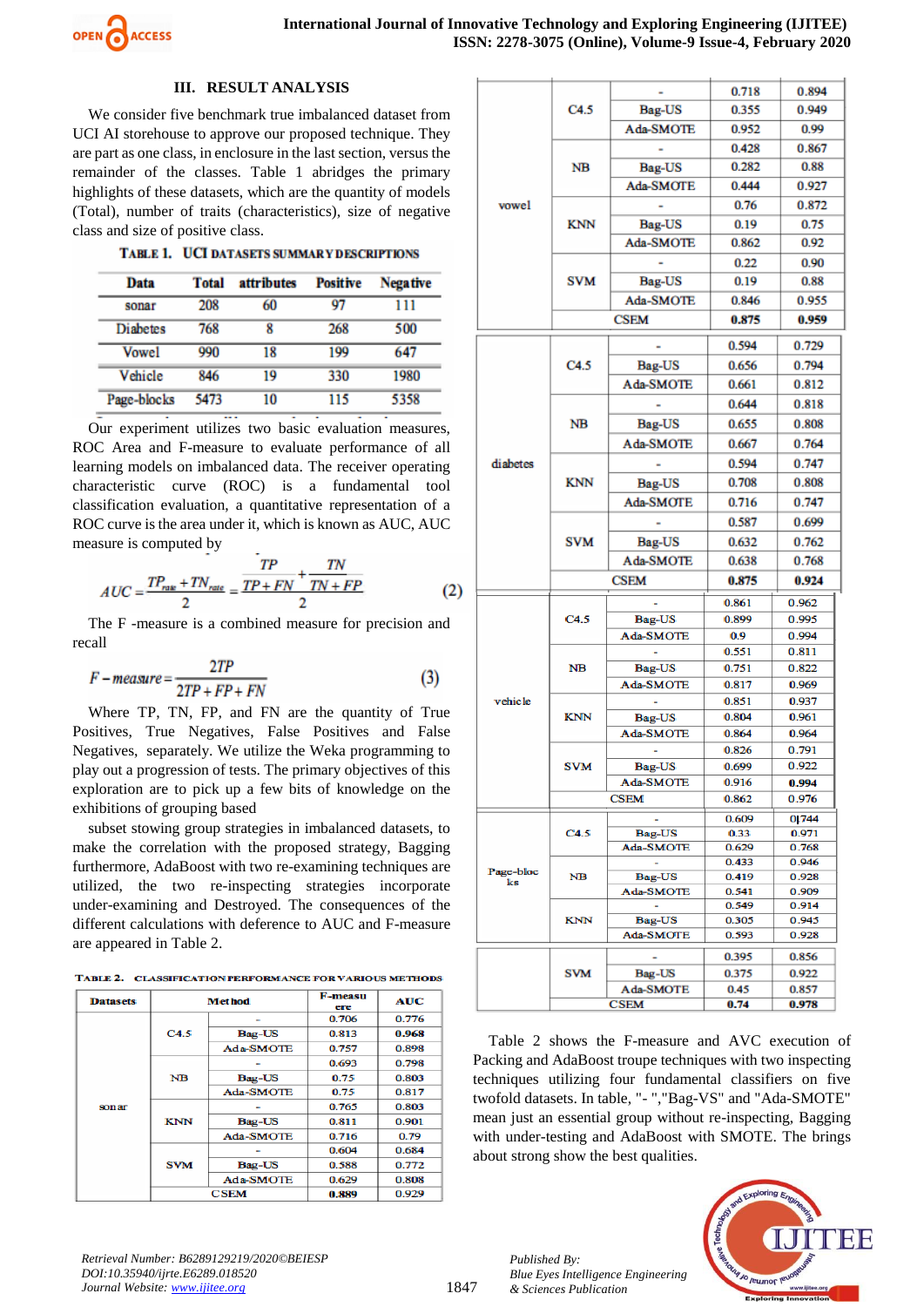## III. RESULT ANALYSIS

We consider five benchmark true imbalanced dataset from UCI AI storehouse to approve our proposed technique. They are part as one class, in enclosure in the last section, versus the remainder of the classes. Table 1 abridges the primary highlights of these datasets, which are the quantity of models (Total), number of traits (characteristics), size of negative class and size of positive class.

**TABLE 1. UCI DATASETS SUMMARY DESCRIPTIONS**

| Data | Total | attributes | Positive | Negative |
|---|---|---|---|---|
| sonar | 208 | 60 | 97 | 111 |
| Diabetes | 768 | 8 | 268 | 500 |
| Vowel | 990 | 18 | 199 | 647 |
| Vehicle | 846 | 19 | 330 | 1980 |
| Page-blocks | 5473 | 10 | 115 | 5358 |

Our experiment utilizes two basic evaluation measures, ROC Area and F-measure to evaluate performance of all learning models on imbalanced data. The receiver operating characteristic curve (ROC) is a fundamental tool classification evaluation, a quantitative representation of a ROC curve is the area under it, which is known as AUC, AUC measure is computed by

$$AUC = \frac{TP_{rate} + TN_{rate}}{2} = \frac{\frac{TP}{TP+FN} + \frac{TN}{TN+FP}}{2} \quad (2)$$

The F -measure is a combined measure for precision and recall

$$F-measure = \frac{2TP}{2TP+FP+FN} \quad (3)$$

Where TP, TN, FP, and FN are the quantity of True Positives, True Negatives, False Positives and False Negatives, separately. We utilize the Weka programming to play out a progression of tests. The primary objectives of this exploration are to pick up a few bits of knowledge on the exhibitions of grouping based

subset stowing group strategies in imbalanced datasets, to make the correlation with the proposed strategy, Bagging furthermore, AdaBoost with two re-examining techniques are utilized, the two re-inspecting strategies incorporate under-examining and Destroyed. The consequences of the different calculations with deference to AUC and F-measure are appeared in Table 2.

**TABLE 2. CLASSIFICATION PERFORMANCE FOR VARIOUS METHODS**

| Datasets | Method | | F-measure | AUC |
|---|---|---|---|---|
| sonar | C4.5 | - | 0.706 | 0.776 |
| | | Bag-US | 0.813 | 0.968 |
| | | Ada-SMOTE | 0.757 | 0.898 |
| | NB | - | 0.693 | 0.798 |
| | | Bag-US | 0.75 | 0.803 |
| | | Ada-SMOTE | 0.75 | 0.817 |
| | KNN | - | 0.765 | 0.803 |
| | | Bag-US | 0.811 | 0.901 |
| | | Ada-SMOTE | 0.716 | 0.79 |
| | SVM | - | 0.604 | 0.684 |
| | | Bag-US | 0.588 | 0.772 |
| | | Ada-SMOTE | 0.629 | 0.808 |
| | CSEM | | 0.889 | 0.929 |
| vowel | C4.5 | - | 0.718 | 0.894 |
| | | Bag-US | 0.355 | 0.949 |
| | | Ada-SMOTE | 0.952 | 0.99 |
| | NB | - | 0.428 | 0.867 |
| | | Bag-US | 0.282 | 0.88 |
| | | Ada-SMOTE | 0.444 | 0.927 |
| | KNN | - | 0.76 | 0.872 |
| | | Bag-US | 0.19 | 0.75 |
| | | Ada-SMOTE | 0.862 | 0.92 |
| | SVM | - | 0.22 | 0.90 |
| | | Bag-US | 0.19 | 0.88 |
| | | Ada-SMOTE | 0.846 | 0.955 |
| | CSEM | | 0.875 | 0.959 |
| diabetes | C4.5 | - | 0.594 | 0.729 |
| | | Bag-US | 0.656 | 0.794 |
| | | Ada-SMOTE | 0.661 | 0.812 |
| | NB | - | 0.644 | 0.818 |
| | | Bag-US | 0.655 | 0.808 |
| | | Ada-SMOTE | 0.667 | 0.764 |
| | KNN | - | 0.594 | 0.747 |
| | | Bag-US | 0.708 | 0.808 |
| | | Ada-SMOTE | 0.716 | 0.747 |
| | SVM | - | 0.587 | 0.699 |
| | | Bag-US | 0.632 | 0.762 |
| | | Ada-SMOTE | 0.638 | 0.768 |
| | CSEM | | 0.875 | 0.924 |
| vehicle | C4.5 | - | 0.861 | 0.962 |
| | | Bag-US | 0.899 | 0.995 |
| | | Ada-SMOTE | 0.9 | 0.994 |
| | NB | - | 0.551 | 0.811 |
| | | Bag-US | 0.751 | 0.822 |
| | | Ada-SMOTE | 0.817 | 0.969 |
| | KNN | - | 0.851 | 0.937 |
| | | Bag-US | 0.804 | 0.961 |
| | | Ada-SMOTE | 0.864 | 0.964 |
| | SVM | - | 0.826 | 0.791 |
| | | Bag-US | 0.699 | 0.922 |
| | | Ada-SMOTE | 0.916 | 0.994 |
| | CSEM | | 0.862 | 0.976 |
| Page-blocks | C4.5 | - | 0.609 | 0.744 |
| | | Bag-US | 0.33 | 0.971 |
| | | Ada-SMOTE | 0.629 | 0.768 |
| | NB | - | 0.433 | 0.946 |
| | | Bag-US | 0.419 | 0.928 |
| | | Ada-SMOTE | 0.541 | 0.909 |
| | KNN | - | 0.549 | 0.914 |
| | | Bag-US | 0.305 | 0.945 |
| | | Ada-SMOTE | 0.593 | 0.928 |
| | SVM | - | 0.395 | 0.856 |
| | | Bag-US | 0.375 | 0.922 |
| | | Ada-SMOTE | 0.45 | 0.857 |
| | CSEM | | 0.74 | 0.978 |

Table 2 shows the F-measure and AVC execution of Packing and AdaBoost troupe techniques with two inspecting techniques utilizing four fundamental classifiers on five twofold datasets. In table, "- ","Bag-VS" and "Ada-SMOTE" mean just an essential group without re-inspecting, Bagging with under-testing and AdaBoost with SMOTE. The brings about strong show the best qualities.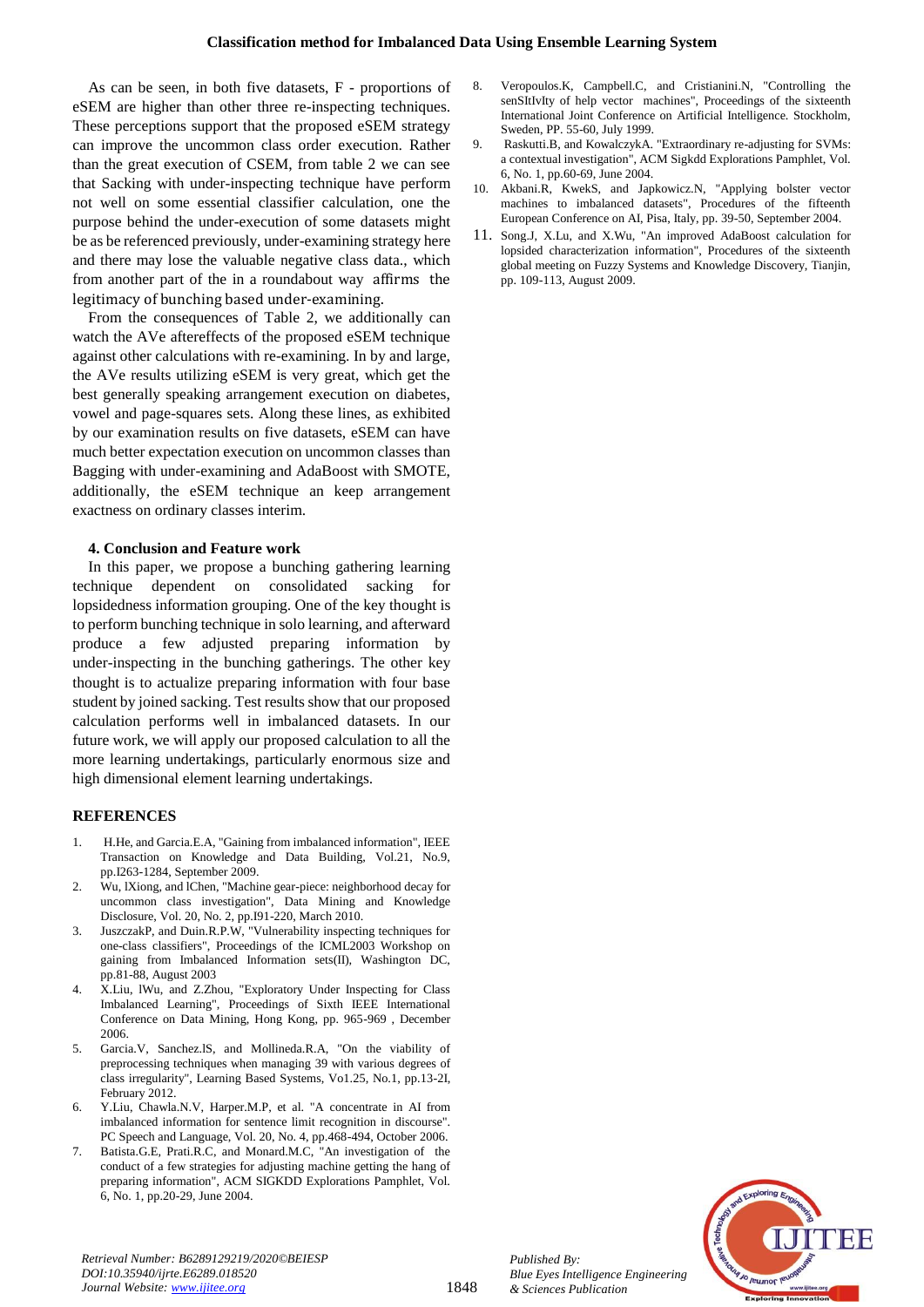As can be seen, in both five datasets, F - proportions of eSEM are higher than other three re-inspecting techniques. These perceptions support that the proposed eSEM strategy can improve the uncommon class order execution. Rather than the great execution of CSEM, from table 2 we can see that Sacking with under-inspecting technique have perform not well on some essential classifier calculation, one the purpose behind the under-execution of some datasets might be as be referenced previously, under-examining strategy here and there may lose the valuable negative class data., which from another part of the in a roundabout way affirms the legitimacy of bunching based under-examining.

From the consequences of Table 2, we additionally can watch the AVe aftereffects of the proposed eSEM technique against other calculations with re-examining. In by and large, the AVe results utilizing eSEM is very great, which get the best generally speaking arrangement execution on diabetes, vowel and page-squares sets. Along these lines, as exhibited by our examination results on five datasets, eSEM can have much better expectation execution on uncommon classes than Bagging with under-examining and AdaBoost with SMOTE, additionally, the eSEM technique an keep arrangement exactness on ordinary classes interim.

## 4. Conclusion and Feature work

In this paper, we propose a bunching gathering learning technique dependent on consolidated sacking for lopsidedness information grouping. One of the key thought is to perform bunching technique in solo learning, and afterward produce a few adjusted preparing information by under-inspecting in the bunching gatherings. The other key thought is to actualize preparing information with four base student by joined sacking. Test results show that our proposed calculation performs well in imbalanced datasets. In our future work, we will apply our proposed calculation to all the more learning undertakings, particularly enormous size and high dimensional element learning undertakings.

## REFERENCES

1. H.He, and Garcia.E.A, "Gaining from imbalanced information", IEEE Transaction on Knowledge and Data Building, Vol.21, No.9, pp.I263-1284, September 2009.
2. Wu, lXiong, and lChen, "Machine gear-piece: neighborhood decay for uncommon class investigation", Data Mining and Knowledge Disclosure, Vol. 20, No. 2, pp.I91-220, March 2010.
3. JuszczakP, and Duin.R.P.W, "Vulnerability inspecting techniques for one-class classifiers", Proceedings of the ICML2003 Workshop on gaining from Imbalanced Information sets(II), Washington DC, pp.81-88, August 2003
4. X.Liu, lWu, and Z.Zhou, "Exploratory Under Inspecting for Class Imbalanced Learning", Proceedings of Sixth IEEE International Conference on Data Mining, Hong Kong, pp. 965-969 , December 2006.
5. Garcia.V, Sanchez.lS, and Mollineda.R.A, "On the viability of preprocessing techniques when managing 39 with various degrees of class irregularity", Learning Based Systems, Vo1.25, No.1, pp.13-2I, February 2012.
6. Y.Liu, Chawla.N.V, Harper.M.P, et al. "A concentrate in AI from imbalanced information for sentence limit recognition in discourse". PC Speech and Language, Vol. 20, No. 4, pp.468-494, October 2006.
7. Batista.G.E, Prati.R.C, and Monard.M.C, "An investigation of the conduct of a few strategies for adjusting machine getting the hang of preparing information", ACM SIGKDD Explorations Pamphlet, Vol. 6, No. 1, pp.20-29, June 2004.
8. Veropoulos.K, Campbell.C, and Cristianini.N, "Controlling the senSItIvIty of help vector machines", Proceedings of the sixteenth International Joint Conference on Artificial Intelligence. Stockholm, Sweden, PP. 55-60, July 1999.
9. Raskutti.B, and KowalczykA. "Extraordinary re-adjusting for SVMs: a contextual investigation", ACM Sigkdd Explorations Pamphlet, Vol. 6, No. 1, pp.60-69, June 2004.
10. Akbani.R, KwekS, and Japkowicz.N, "Applying bolster vector machines to imbalanced datasets", Procedures of the fifteenth European Conference on AI, Pisa, Italy, pp. 39-50, September 2004.
11. Song.J, X.Lu, and X.Wu, "An improved AdaBoost calculation for lopsided characterization information", Procedures of the sixteenth global meeting on Fuzzy Systems and Knowledge Discovery, Tianjin, pp. 109-113, August 2009.